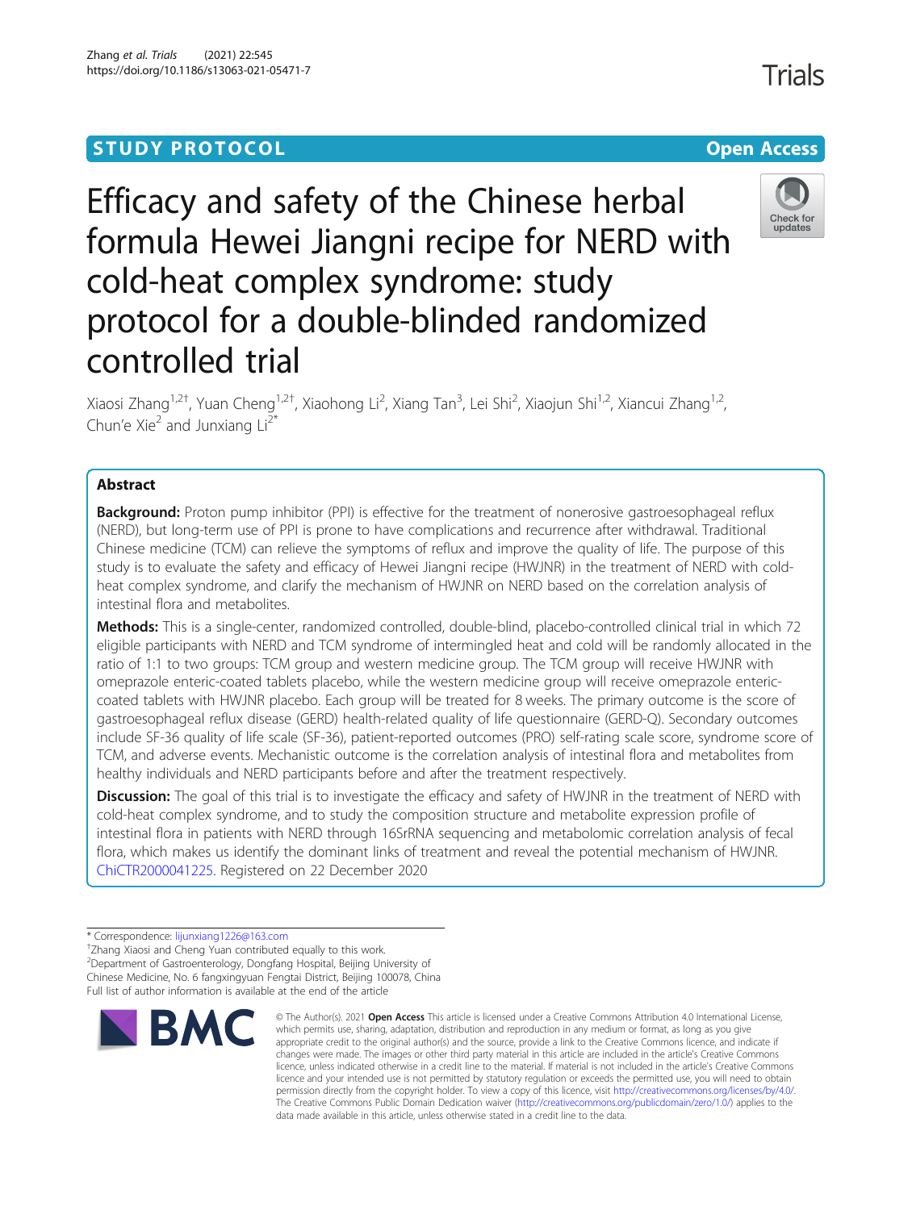STUDY PROTOCOL

Open Access

# Efficacy and safety of the Chinese herbal formula Hewei Jiangni recipe for NERD with cold-heat complex syndrome: study protocol for a double-blinded randomized controlled trial

Xiaosi Zhang[1,2†], Yuan Cheng[1,2†], Xiaohong Li[2], Xiang Tan[3], Lei Shi[2], Xiaojun Shi[1,2], Xiancui Zhang[1,2], Chun'e Xie[2] and Junxiang Li[2*]

## Abstract

**Background:** Proton pump inhibitor (PPI) is effective for the treatment of nonerosive gastroesophageal reflux (NERD), but long-term use of PPI is prone to have complications and recurrence after withdrawal. Traditional Chinese medicine (TCM) can relieve the symptoms of reflux and improve the quality of life. The purpose of this study is to evaluate the safety and efficacy of Hewei Jiangni recipe (HWJNR) in the treatment of NERD with cold-heat complex syndrome, and clarify the mechanism of HWJNR on NERD based on the correlation analysis of intestinal flora and metabolites.

**Methods:** This is a single-center, randomized controlled, double-blind, placebo-controlled clinical trial in which 72 eligible participants with NERD and TCM syndrome of intermingled heat and cold will be randomly allocated in the ratio of 1:1 to two groups: TCM group and western medicine group. The TCM group will receive HWJNR with omeprazole enteric-coated tablets placebo, while the western medicine group will receive omeprazole enteric-coated tablets with HWJNR placebo. Each group will be treated for 8 weeks. The primary outcome is the score of gastroesophageal reflux disease (GERD) health-related quality of life questionnaire (GERD-Q). Secondary outcomes include SF-36 quality of life scale (SF-36), patient-reported outcomes (PRO) self-rating scale score, syndrome score of TCM, and adverse events. Mechanistic outcome is the correlation analysis of intestinal flora and metabolites from healthy individuals and NERD participants before and after the treatment respectively.

**Discussion:** The goal of this trial is to investigate the efficacy and safety of HWJNR in the treatment of NERD with cold-heat complex syndrome, and to study the composition structure and metabolite expression profile of intestinal flora in patients with NERD through 16SrRNA sequencing and metabolomic correlation analysis of fecal flora, which makes us identify the dominant links of treatment and reveal the potential mechanism of HWJNR. ChiCTR2000041225. Registered on 22 December 2020

\* Correspondence: lijunxiang1226@163.com
†Zhang Xiaosi and Cheng Yuan contributed equally to this work.
[2]Department of Gastroenterology, Dongfang Hospital, Beijing University of Chinese Medicine, No. 6 fangxingyuan Fengtai District, Beijing 100078, China
Full list of author information is available at the end of the article

© The Author(s). 2021 **Open Access** This article is licensed under a Creative Commons Attribution 4.0 International License, which permits use, sharing, adaptation, distribution and reproduction in any medium or format, as long as you give appropriate credit to the original author(s) and the source, provide a link to the Creative Commons licence, and indicate if changes were made. The images or other third party material in this article are included in the article's Creative Commons licence, unless indicated otherwise in a credit line to the material. If material is not included in the article's Creative Commons licence and your intended use is not permitted by statutory regulation or exceeds the permitted use, you will need to obtain permission directly from the copyright holder. To view a copy of this licence, visit http://creativecommons.org/licenses/by/4.0/. The Creative Commons Public Domain Dedication waiver (http://creativecommons.org/publicdomain/zero/1.0/) applies to the data made available in this article, unless otherwise stated in a credit line to the data.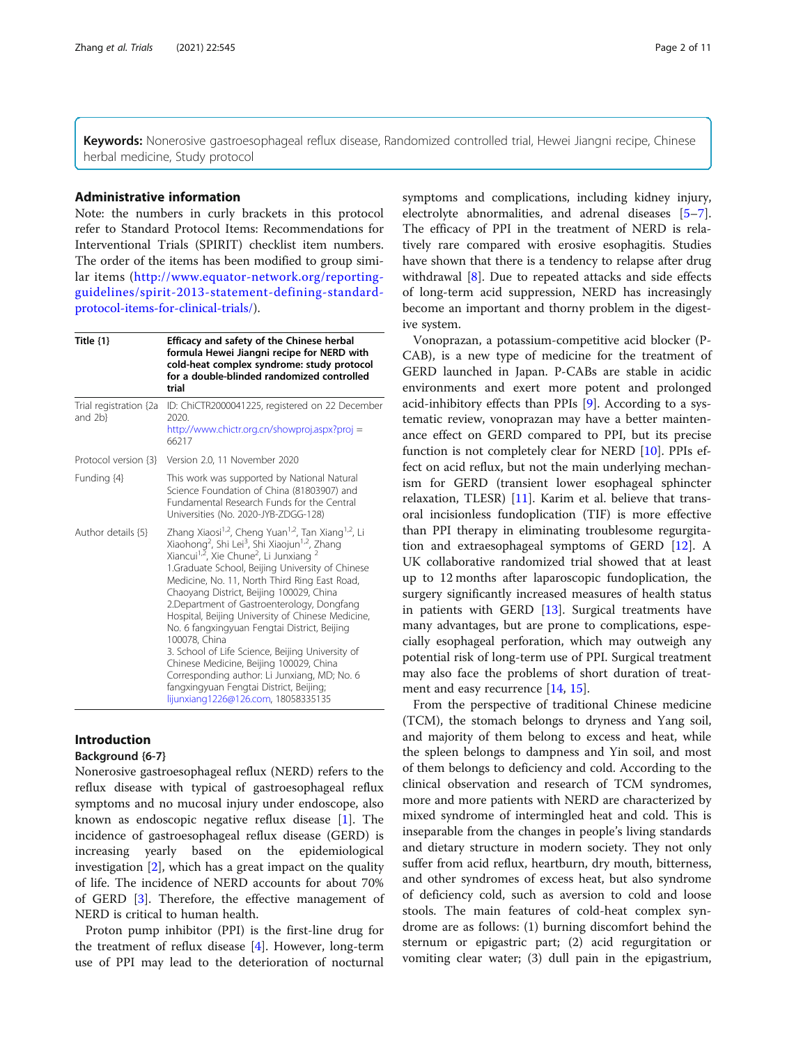**Keywords:** Nonerosive gastroesophageal reflux disease, Randomized controlled trial, Hewei Jiangni recipe, Chinese herbal medicine, Study protocol

## Administrative information

Note: the numbers in curly brackets in this protocol refer to Standard Protocol Items: Recommendations for Interventional Trials (SPIRIT) checklist item numbers. The order of the items has been modified to group similar items (http://www.equator-network.org/reporting-guidelines/spirit-2013-statement-defining-standard-protocol-items-for-clinical-trials/).

| Title {1} | Efficacy and safety of the Chinese herbal formula Hewei Jiangni recipe for NERD with cold-heat complex syndrome: study protocol for a double-blinded randomized controlled trial |
|---|---|
| Trial registration {2a and 2b} | ID: ChiCTR2000041225, registered on 22 December 2020. http://www.chictr.org.cn/showproj.aspx?proj = 66217 |
| Protocol version {3} | Version 2.0, 11 November 2020 |
| Funding {4} | This work was supported by National Natural Science Foundation of China (81803907) and Fundamental Research Funds for the Central Universities (No. 2020-JYB-ZDGG-128) |
| Author details {5} | Zhang Xiaosi[1,2], Cheng Yuan[1,2], Tan Xiang[1,2], Li Xiaohong[2], Shi Lei[3], Shi Xiaojun[1,2], Zhang Xiancui[1,2], Xie Chune[2], Li Junxiang [2] 1.Graduate School, Beijing University of Chinese Medicine, No. 11, North Third Ring East Road, Chaoyang District, Beijing 100029, China 2.Department of Gastroenterology, Dongfang Hospital, Beijing University of Chinese Medicine, No. 6 fangxingyuan Fengtai District, Beijing 100078, China 3. School of Life Science, Beijing University of Chinese Medicine, Beijing 100029, China Corresponding author: Li Junxiang, MD; No. 6 fangxingyuan Fengtai District, Beijing; lijunxiang1226@126.com, 18058335135 |

## Introduction

### Background {6-7}

Nonerosive gastroesophageal reflux (NERD) refers to the reflux disease with typical of gastroesophageal reflux symptoms and no mucosal injury under endoscope, also known as endoscopic negative reflux disease [1]. The incidence of gastroesophageal reflux disease (GERD) is increasing yearly based on the epidemiological investigation [2], which has a great impact on the quality of life. The incidence of NERD accounts for about 70% of GERD [3]. Therefore, the effective management of NERD is critical to human health.

Proton pump inhibitor (PPI) is the first-line drug for the treatment of reflux disease [4]. However, long-term use of PPI may lead to the deterioration of nocturnal symptoms and complications, including kidney injury, electrolyte abnormalities, and adrenal diseases [5–7]. The efficacy of PPI in the treatment of NERD is relatively rare compared with erosive esophagitis. Studies have shown that there is a tendency to relapse after drug withdrawal [8]. Due to repeated attacks and side effects of long-term acid suppression, NERD has increasingly become an important and thorny problem in the digestive system.

Vonoprazan, a potassium-competitive acid blocker (P-CAB), is a new type of medicine for the treatment of GERD launched in Japan. P-CABs are stable in acidic environments and exert more potent and prolonged acid-inhibitory effects than PPIs [9]. According to a systematic review, vonoprazan may have a better maintenance effect on GERD compared to PPI, but its precise function is not completely clear for NERD [10]. PPIs effect on acid reflux, but not the main underlying mechanism for GERD (transient lower esophageal sphincter relaxation, TLESR) [11]. Karim et al. believe that transoral incisionless fundoplication (TIF) is more effective than PPI therapy in eliminating troublesome regurgitation and extraesophageal symptoms of GERD [12]. A UK collaborative randomized trial showed that at least up to 12 months after laparoscopic fundoplication, the surgery significantly increased measures of health status in patients with GERD [13]. Surgical treatments have many advantages, but are prone to complications, especially esophageal perforation, which may outweigh any potential risk of long-term use of PPI. Surgical treatment may also face the problems of short duration of treatment and easy recurrence [14, 15].

From the perspective of traditional Chinese medicine (TCM), the stomach belongs to dryness and Yang soil, and majority of them belong to excess and heat, while the spleen belongs to dampness and Yin soil, and most of them belongs to deficiency and cold. According to the clinical observation and research of TCM syndromes, more and more patients with NERD are characterized by mixed syndrome of intermingled heat and cold. This is inseparable from the changes in people's living standards and dietary structure in modern society. They not only suffer from acid reflux, heartburn, dry mouth, bitterness, and other syndromes of excess heat, but also syndrome of deficiency cold, such as aversion to cold and loose stools. The main features of cold-heat complex syndrome are as follows: (1) burning discomfort behind the sternum or epigastric part; (2) acid regurgitation or vomiting clear water; (3) dull pain in the epigastrium,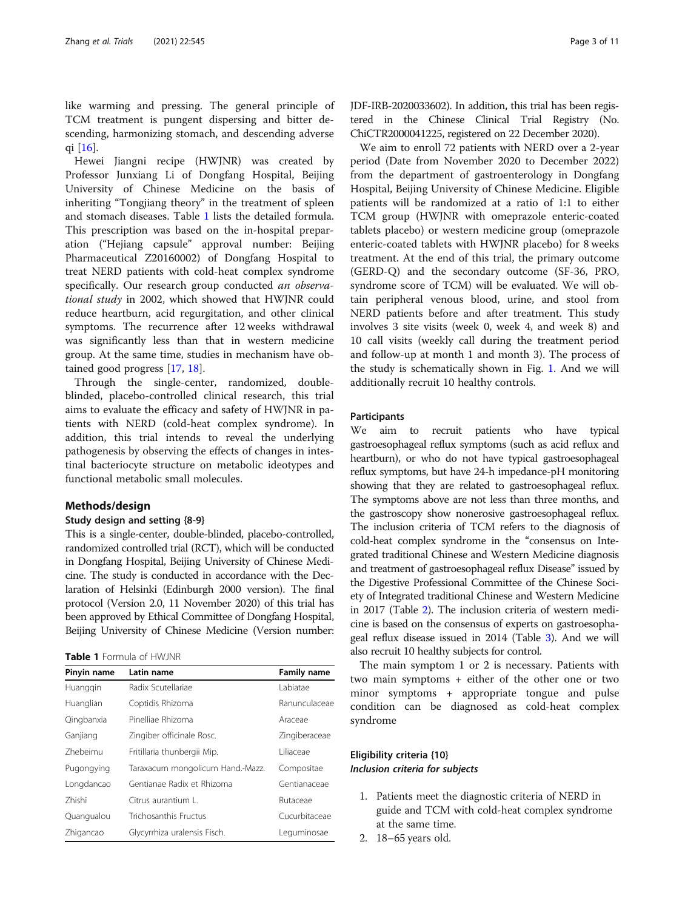like warming and pressing. The general principle of TCM treatment is pungent dispersing and bitter descending, harmonizing stomach, and descending adverse qi [16].

Hewei Jiangni recipe (HWJNR) was created by Professor Junxiang Li of Dongfang Hospital, Beijing University of Chinese Medicine on the basis of inheriting "Tongjiang theory" in the treatment of spleen and stomach diseases. Table 1 lists the detailed formula. This prescription was based on the in-hospital preparation ("Hejiang capsule" approval number: Beijing Pharmaceutical Z20160002) of Dongfang Hospital to treat NERD patients with cold-heat complex syndrome specifically. Our research group conducted *an observational study* in 2002, which showed that HWJNR could reduce heartburn, acid regurgitation, and other clinical symptoms. The recurrence after 12 weeks withdrawal was significantly less than that in western medicine group. At the same time, studies in mechanism have obtained good progress [17, 18].

Through the single-center, randomized, double-blinded, placebo-controlled clinical research, this trial aims to evaluate the efficacy and safety of HWJNR in patients with NERD (cold-heat complex syndrome). In addition, this trial intends to reveal the underlying pathogenesis by observing the effects of changes in intestinal bacteriocyte structure on metabolic ideotypes and functional metabolic small molecules.

## Methods/design

### Study design and setting {8-9}

This is a single-center, double-blinded, placebo-controlled, randomized controlled trial (RCT), which will be conducted in Dongfang Hospital, Beijing University of Chinese Medicine. The study is conducted in accordance with the Declaration of Helsinki (Edinburgh 2000 version). The final protocol (Version 2.0, 11 November 2020) of this trial has been approved by Ethical Committee of Dongfang Hospital, Beijing University of Chinese Medicine (Version number: JDF-IRB-2020033602). In addition, this trial has been registered in the Chinese Clinical Trial Registry (No. ChiCTR2000041225, registered on 22 December 2020).

**Table 1** Formula of HWJNR

| Pinyin name | Latin name | Family name |
|---|---|---|
| Huangqin | Radix Scutellariae | Labiatae |
| Huanglian | Coptidis Rhizoma | Ranunculaceae |
| Qingbanxia | Pinelliae Rhizoma | Araceae |
| Ganjiang | Zingiber officinale Rosc. | Zingiberaceae |
| Zhebeimu | Fritillaria thunbergii Mip. | Liliaceae |
| Pugongying | Taraxacum mongolicum Hand.-Mazz. | Compositae |
| Longdancao | Gentianae Radix et Rhizoma | Gentianaceae |
| Zhishi | Citrus aurantium L. | Rutaceae |
| Quangualou | Trichosanthis Fructus | Cucurbitaceae |
| Zhigancao | Glycyrrhiza uralensis Fisch. | Leguminosae |

We aim to enroll 72 patients with NERD over a 2-year period (Date from November 2020 to December 2022) from the department of gastroenterology in Dongfang Hospital, Beijing University of Chinese Medicine. Eligible patients will be randomized at a ratio of 1:1 to either TCM group (HWJNR with omeprazole enteric-coated tablets placebo) or western medicine group (omeprazole enteric-coated tablets with HWJNR placebo) for 8 weeks treatment. At the end of this trial, the primary outcome (GERD-Q) and the secondary outcome (SF-36, PRO, syndrome score of TCM) will be evaluated. We will obtain peripheral venous blood, urine, and stool from NERD patients before and after treatment. This study involves 3 site visits (week 0, week 4, and week 8) and 10 call visits (weekly call during the treatment period and follow-up at month 1 and month 3). The process of the study is schematically shown in Fig. 1. And we will additionally recruit 10 healthy controls.

### Participants

We aim to recruit patients who have typical gastroesophageal reflux symptoms (such as acid reflux and heartburn), or who do not have typical gastroesophageal reflux symptoms, but have 24-h impedance-pH monitoring showing that they are related to gastroesophageal reflux. The symptoms above are not less than three months, and the gastroscopy show nonerosive gastroesophageal reflux. The inclusion criteria of TCM refers to the diagnosis of cold-heat complex syndrome in the "consensus on Integrated traditional Chinese and Western Medicine diagnosis and treatment of gastroesophageal reflux Disease" issued by the Digestive Professional Committee of the Chinese Society of Integrated traditional Chinese and Western Medicine in 2017 (Table 2). The inclusion criteria of western medicine is based on the consensus of experts on gastroesophageal reflux disease issued in 2014 (Table 3). And we will also recruit 10 healthy subjects for control.

The main symptom 1 or 2 is necessary. Patients with two main symptoms + either of the other one or two minor symptoms + appropriate tongue and pulse condition can be diagnosed as cold-heat complex syndrome

### Eligibility criteria {10}

#### *Inclusion criteria for subjects*

1. Patients meet the diagnostic criteria of NERD in guide and TCM with cold-heat complex syndrome at the same time.
2. 18–65 years old.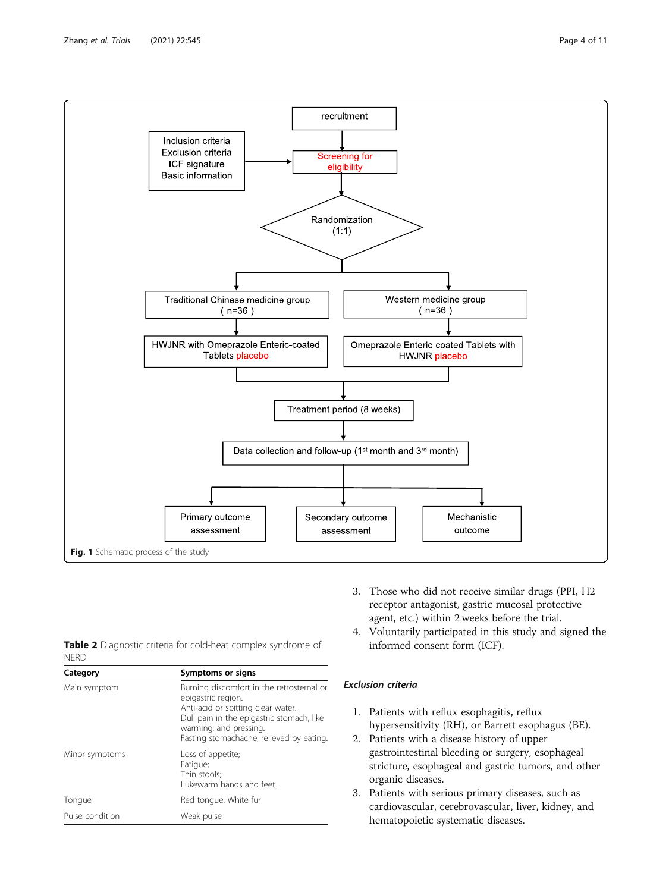recruitment

Inclusion criteria
Exclusion criteria
ICF signature
Basic information

Screening for eligibility

Randomization (1:1)

Traditional Chinese medicine group ( n=36 )

HWJNR with Omeprazole Enteric-coated Tablets placebo

Western medicine group ( n=36 )

Omeprazole Enteric-coated Tablets with HWJNR placebo

Treatment period (8 weeks)

Data collection and follow-up (1st month and 3rd month)

Primary outcome assessment

Secondary outcome assessment

Mechanistic outcome

**Fig. 1** Schematic process of the study

**Table 2** Diagnostic criteria for cold-heat complex syndrome of NERD

| Category | Symptoms or signs |
|---|---|
| Main symptom | Burning discomfort in the retrosternal or epigastric region.<br>Anti-acid or spitting clear water.<br>Dull pain in the epigastric stomach, like warming, and pressing.<br>Fasting stomachache, relieved by eating. |
| Minor symptoms | Loss of appetite;<br>Fatigue;<br>Thin stools;<br>Lukewarm hands and feet. |
| Tongue | Red tongue, White fur |
| Pulse condition | Weak pulse |

3. Those who did not receive similar drugs (PPI, H2 receptor antagonist, gastric mucosal protective agent, etc.) within 2 weeks before the trial.
4. Voluntarily participated in this study and signed the informed consent form (ICF).

### *Exclusion criteria*

1. Patients with reflux esophagitis, reflux hypersensitivity (RH), or Barrett esophagus (BE).
2. Patients with a disease history of upper gastrointestinal bleeding or surgery, esophageal stricture, esophageal and gastric tumors, and other organic diseases.
3. Patients with serious primary diseases, such as cardiovascular, cerebrovascular, liver, kidney, and hematopoietic systematic diseases.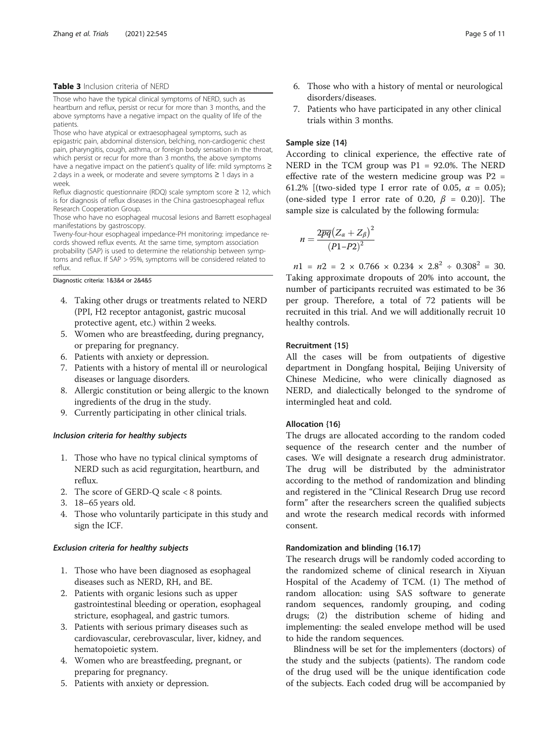**Table 3** Inclusion criteria of NERD

| |
|---|
| Those who have the typical clinical symptoms of NERD, such as heartburn and reflux, persist or recur for more than 3 months, and the above symptoms have a negative impact on the quality of life of the patients. |
| Those who have atypical or extraesophageal symptoms, such as epigastric pain, abdominal distension, belching, non-cardiogenic chest pain, pharyngitis, cough, asthma, or foreign body sensation in the throat, which persist or recur for more than 3 months, the above symptoms have a negative impact on the patient's quality of life: mild symptoms ≥ 2 days in a week, or moderate and severe symptoms ≥ 1 days in a week. |
| Reflux diagnostic questionnaire (RDQ) scale symptom score ≥ 12, which is for diagnosis of reflux diseases in the China gastroesophageal reflux Research Cooperation Group. |
| Those who have no esophageal mucosal lesions and Barrett esophageal manifestations by gastroscopy. |
| Tweny-four-hour esophageal impedance-PH monitoring: impedance records showed reflux events. At the same time, symptom association probability (SAP) is used to determine the relationship between symptoms and reflux. If SAP > 95%, symptoms will be considered related to reflux. |

Diagnostic criteria: 1&3&4 or 2&4&5

4. Taking other drugs or treatments related to NERD (PPI, H2 receptor antagonist, gastric mucosal protective agent, etc.) within 2 weeks.
5. Women who are breastfeeding, during pregnancy, or preparing for pregnancy.
6. Patients with anxiety or depression.
7. Patients with a history of mental ill or neurological diseases or language disorders.
8. Allergic constitution or being allergic to the known ingredients of the drug in the study.
9. Currently participating in other clinical trials.

#### *Inclusion criteria for healthy subjects*

1. Those who have no typical clinical symptoms of NERD such as acid regurgitation, heartburn, and reflux.
2. The score of GERD-Q scale < 8 points.
3. 18–65 years old.
4. Those who voluntarily participate in this study and sign the ICF.

#### *Exclusion criteria for healthy subjects*

1. Those who have been diagnosed as esophageal diseases such as NERD, RH, and BE.
2. Patients with organic lesions such as upper gastrointestinal bleeding or operation, esophageal stricture, esophageal, and gastric tumors.
3. Patients with serious primary diseases such as cardiovascular, cerebrovascular, liver, kidney, and hematopoietic system.
4. Women who are breastfeeding, pregnant, or preparing for pregnancy.
5. Patients with anxiety or depression.
6. Those who with a history of mental or neurological disorders/diseases.
7. Patients who have participated in any other clinical trials within 3 months.

### Sample size {14}

According to clinical experience, the effective rate of NERD in the TCM group was P1 = 92.0%. The NERD effective rate of the western medicine group was P2 = 61.2% [(two-sided type I error rate of 0.05, $\alpha$ = 0.05); (one-sided type I error rate of 0.20, $\beta$ = 0.20)]. The sample size is calculated by the following formula:

$$n = \frac{2\overline{p}\overline{q}\left(Z_{\alpha} + Z_{\beta}\right)^2}{\left(P1{-}P2\right)^2}$$

$n1 = n2 = 2 \times 0.766 \times 0.234 \times 2.8^2 \div 0.308^2 = 30$. Taking approximate dropouts of 20% into account, the number of participants recruited was estimated to be 36 per group. Therefore, a total of 72 patients will be recruited in this trial. And we will additionally recruit 10 healthy controls.

### Recruitment {15}

All the cases will be from outpatients of digestive department in Dongfang hospital, Beijing University of Chinese Medicine, who were clinically diagnosed as NERD, and dialectically belonged to the syndrome of intermingled heat and cold.

### Allocation {16}

The drugs are allocated according to the random coded sequence of the research center and the number of cases. We will designate a research drug administrator. The drug will be distributed by the administrator according to the method of randomization and blinding and registered in the "Clinical Research Drug use record form" after the researchers screen the qualified subjects and wrote the research medical records with informed consent.

### Randomization and blinding {16.17}

The research drugs will be randomly coded according to the randomized scheme of clinical research in Xiyuan Hospital of the Academy of TCM. (1) The method of random allocation: using SAS software to generate random sequences, randomly grouping, and coding drugs; (2) the distribution scheme of hiding and implementing: the sealed envelope method will be used to hide the random sequences.

Blindness will be set for the implementers (doctors) of the study and the subjects (patients). The random code of the drug used will be the unique identification code of the subjects. Each coded drug will be accompanied by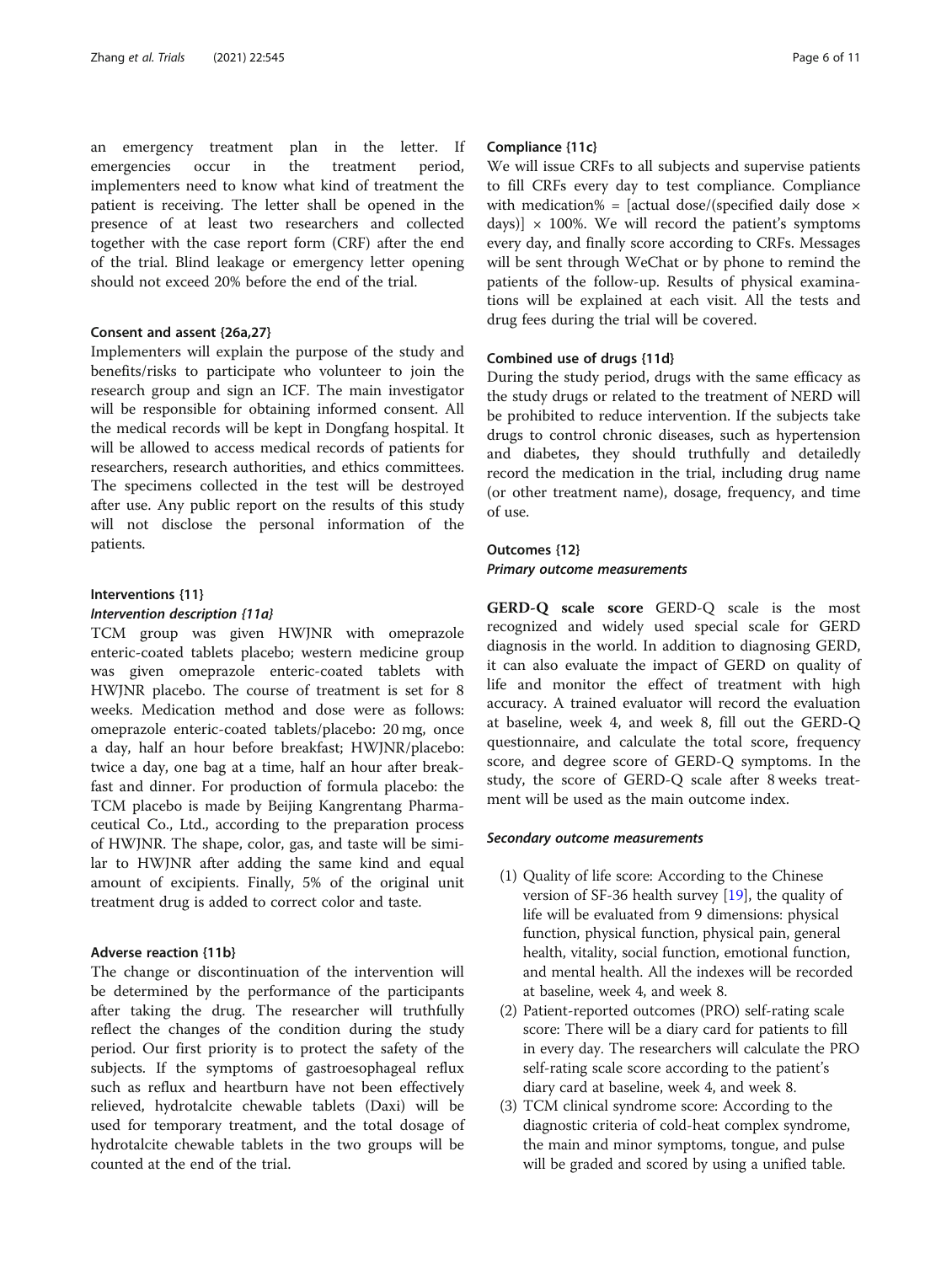an emergency treatment plan in the letter. If emergencies occur in the treatment period, implementers need to know what kind of treatment the patient is receiving. The letter shall be opened in the presence of at least two researchers and collected together with the case report form (CRF) after the end of the trial. Blind leakage or emergency letter opening should not exceed 20% before the end of the trial.

### Consent and assent {26a,27}

Implementers will explain the purpose of the study and benefits/risks to participate who volunteer to join the research group and sign an ICF. The main investigator will be responsible for obtaining informed consent. All the medical records will be kept in Dongfang hospital. It will be allowed to access medical records of patients for researchers, research authorities, and ethics committees. The specimens collected in the test will be destroyed after use. Any public report on the results of this study will not disclose the personal information of the patients.

### Interventions {11}

#### *Intervention description {11a}*

TCM group was given HWJNR with omeprazole enteric-coated tablets placebo; western medicine group was given omeprazole enteric-coated tablets with HWJNR placebo. The course of treatment is set for 8 weeks. Medication method and dose were as follows: omeprazole enteric-coated tablets/placebo: 20 mg, once a day, half an hour before breakfast; HWJNR/placebo: twice a day, one bag at a time, half an hour after breakfast and dinner. For production of formula placebo: the TCM placebo is made by Beijing Kangrentang Pharmaceutical Co., Ltd., according to the preparation process of HWJNR. The shape, color, gas, and taste will be similar to HWJNR after adding the same kind and equal amount of excipients. Finally, 5% of the original unit treatment drug is added to correct color and taste.

### Adverse reaction {11b}

The change or discontinuation of the intervention will be determined by the performance of the participants after taking the drug. The researcher will truthfully reflect the changes of the condition during the study period. Our first priority is to protect the safety of the subjects. If the symptoms of gastroesophageal reflux such as reflux and heartburn have not been effectively relieved, hydrotalcite chewable tablets (Daxi) will be used for temporary treatment, and the total dosage of hydrotalcite chewable tablets in the two groups will be counted at the end of the trial.

### Compliance {11c}

We will issue CRFs to all subjects and supervise patients to fill CRFs every day to test compliance. Compliance with medication% = [actual dose/(specified daily dose × days)] × 100%. We will record the patient's symptoms every day, and finally score according to CRFs. Messages will be sent through WeChat or by phone to remind the patients of the follow-up. Results of physical examinations will be explained at each visit. All the tests and drug fees during the trial will be covered.

### Combined use of drugs {11d}

During the study period, drugs with the same efficacy as the study drugs or related to the treatment of NERD will be prohibited to reduce intervention. If the subjects take drugs to control chronic diseases, such as hypertension and diabetes, they should truthfully and detailedly record the medication in the trial, including drug name (or other treatment name), dosage, frequency, and time of use.

### Outcomes {12}

#### *Primary outcome measurements*

**GERD-Q scale score** GERD-Q scale is the most recognized and widely used special scale for GERD diagnosis in the world. In addition to diagnosing GERD, it can also evaluate the impact of GERD on quality of life and monitor the effect of treatment with high accuracy. A trained evaluator will record the evaluation at baseline, week 4, and week 8, fill out the GERD-Q questionnaire, and calculate the total score, frequency score, and degree score of GERD-Q symptoms. In the study, the score of GERD-Q scale after 8 weeks treatment will be used as the main outcome index.

#### *Secondary outcome measurements*

(1) Quality of life score: According to the Chinese version of SF-36 health survey [19], the quality of life will be evaluated from 9 dimensions: physical function, physical function, physical pain, general health, vitality, social function, emotional function, and mental health. All the indexes will be recorded at baseline, week 4, and week 8.
(2) Patient-reported outcomes (PRO) self-rating scale score: There will be a diary card for patients to fill in every day. The researchers will calculate the PRO self-rating scale score according to the patient's diary card at baseline, week 4, and week 8.
(3) TCM clinical syndrome score: According to the diagnostic criteria of cold-heat complex syndrome, the main and minor symptoms, tongue, and pulse will be graded and scored by using a unified table.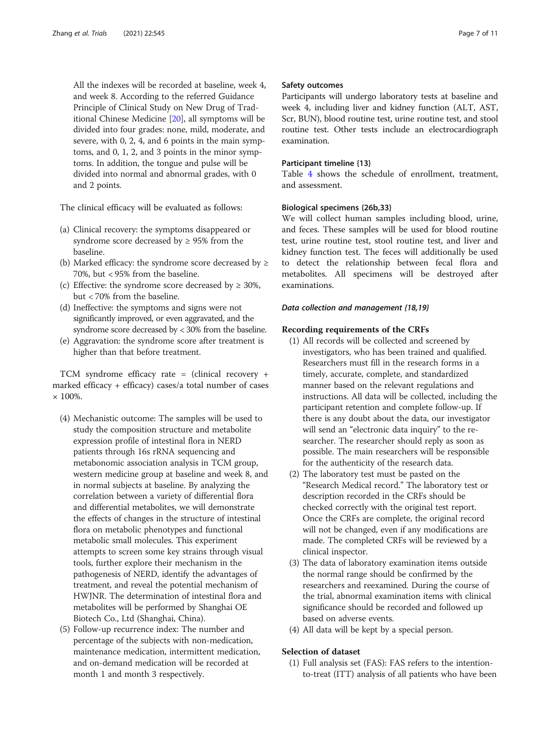All the indexes will be recorded at baseline, week 4, and week 8. According to the referred Guidance Principle of Clinical Study on New Drug of Traditional Chinese Medicine [20], all symptoms will be divided into four grades: none, mild, moderate, and severe, with 0, 2, 4, and 6 points in the main symptoms, and 0, 1, 2, and 3 points in the minor symptoms. In addition, the tongue and pulse will be divided into normal and abnormal grades, with 0 and 2 points.

The clinical efficacy will be evaluated as follows:

(a) Clinical recovery: the symptoms disappeared or syndrome score decreased by ≥ 95% from the baseline.
(b) Marked efficacy: the syndrome score decreased by ≥ 70%, but < 95% from the baseline.
(c) Effective: the syndrome score decreased by ≥ 30%, but < 70% from the baseline.
(d) Ineffective: the symptoms and signs were not significantly improved, or even aggravated, and the syndrome score decreased by < 30% from the baseline.
(e) Aggravation: the syndrome score after treatment is higher than that before treatment.

TCM syndrome efficacy rate = (clinical recovery + marked efficacy + efficacy) cases/a total number of cases × 100%.

(4) Mechanistic outcome: The samples will be used to study the composition structure and metabolite expression profile of intestinal flora in NERD patients through 16s rRNA sequencing and metabonomic association analysis in TCM group, western medicine group at baseline and week 8, and in normal subjects at baseline. By analyzing the correlation between a variety of differential flora and differential metabolites, we will demonstrate the effects of changes in the structure of intestinal flora on metabolic phenotypes and functional metabolic small molecules. This experiment attempts to screen some key strains through visual tools, further explore their mechanism in the pathogenesis of NERD, identify the advantages of treatment, and reveal the potential mechanism of HWJNR. The determination of intestinal flora and metabolites will be performed by Shanghai OE Biotech Co., Ltd (Shanghai, China).
(5) Follow-up recurrence index: The number and percentage of the subjects with non-medication, maintenance medication, intermittent medication, and on-demand medication will be recorded at month 1 and month 3 respectively.

#### Safety outcomes

Participants will undergo laboratory tests at baseline and week 4, including liver and kidney function (ALT, AST, Scr, BUN), blood routine test, urine routine test, and stool routine test. Other tests include an electrocardiograph examination.

#### Participant timeline {13}

Table 4 shows the schedule of enrollment, treatment, and assessment.

#### Biological specimens {26b,33}

We will collect human samples including blood, urine, and feces. These samples will be used for blood routine test, urine routine test, stool routine test, and liver and kidney function test. The feces will additionally be used to detect the relationship between fecal flora and metabolites. All specimens will be destroyed after examinations.

### *Data collection and management {18,19}*

#### Recording requirements of the CRFs

(1) All records will be collected and screened by investigators, who has been trained and qualified. Researchers must fill in the research forms in a timely, accurate, complete, and standardized manner based on the relevant regulations and instructions. All data will be collected, including the participant retention and complete follow-up. If there is any doubt about the data, our investigator will send an "electronic data inquiry" to the researcher. The researcher should reply as soon as possible. The main researchers will be responsible for the authenticity of the research data.
(2) The laboratory test must be pasted on the "Research Medical record." The laboratory test or description recorded in the CRFs should be checked correctly with the original test report. Once the CRFs are complete, the original record will not be changed, even if any modifications are made. The completed CRFs will be reviewed by a clinical inspector.
(3) The data of laboratory examination items outside the normal range should be confirmed by the researchers and reexamined. During the course of the trial, abnormal examination items with clinical significance should be recorded and followed up based on adverse events.
(4) All data will be kept by a special person.

#### Selection of dataset

(1) Full analysis set (FAS): FAS refers to the intention-to-treat (ITT) analysis of all patients who have been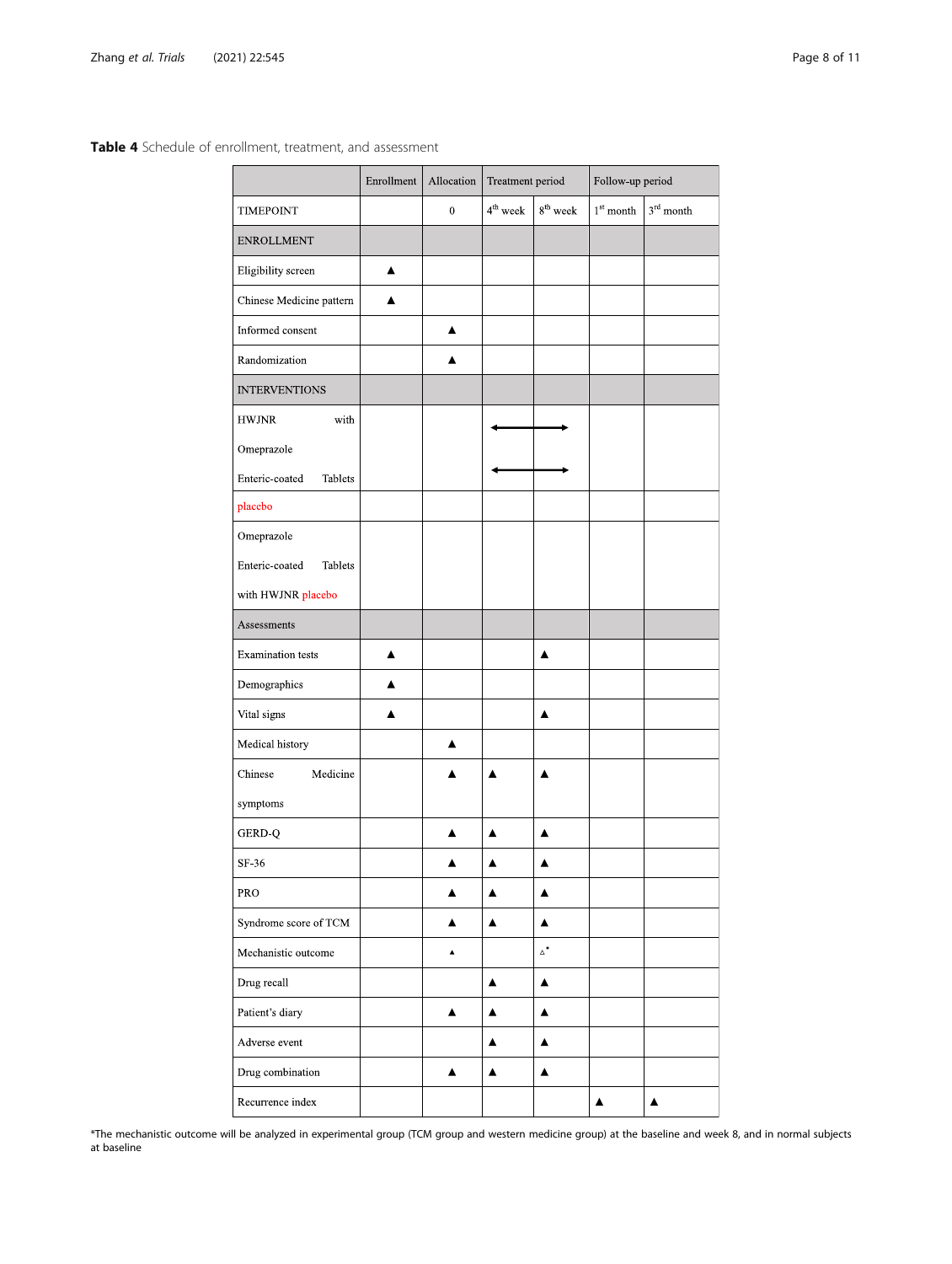**Table 4** Schedule of enrollment, treatment, and assessment

| | Enrollment | Allocation | Treatment period | | Follow-up period | |
|---|---|---|---|---|---|---|
| TIMEPOINT | | 0 | 4th week | 8th week | 1st month | 3rd month |
| ENROLLMENT | | | | | | |
| Eligibility screen | ▲ | | | | | |
| Chinese Medicine pattern | ▲ | | | | | |
| Informed consent | | ▲ | | | | |
| Randomization | | ▲ | | | | |
| INTERVENTIONS | | | | | | |
| HWJNR with Omeprazole Enteric-coated Tablets placebo | | | ←— | —→ | | |
| Omeprazole Enteric-coated Tablets with HWJNR placebo | | | ←— | —→ | | |
| Assessments | | | | | | |
| Examination tests | ▲ | | | ▲ | | |
| Demographics | ▲ | | | | | |
| Vital signs | ▲ | | | ▲ | | |
| Medical history | | ▲ | | | | |
| Chinese Medicine symptoms | | ▲ | ▲ | ▲ | | |
| GERD-Q | | ▲ | ▲ | ▲ | | |
| SF-36 | | ▲ | ▲ | ▲ | | |
| PRO | | ▲ | ▲ | ▲ | | |
| Syndrome score of TCM | | ▲ | ▲ | ▲ | | |
| Mechanistic outcome | | ▲ | | △* | | |
| Drug recall | | | ▲ | ▲ | | |
| Patient's diary | | ▲ | ▲ | ▲ | | |
| Adverse event | | | ▲ | ▲ | | |
| Drug combination | | ▲ | ▲ | ▲ | | |
| Recurrence index | | | | | ▲ | ▲ |

*The mechanistic outcome will be analyzed in experimental group (TCM group and western medicine group) at the baseline and week 8, and in normal subjects at baseline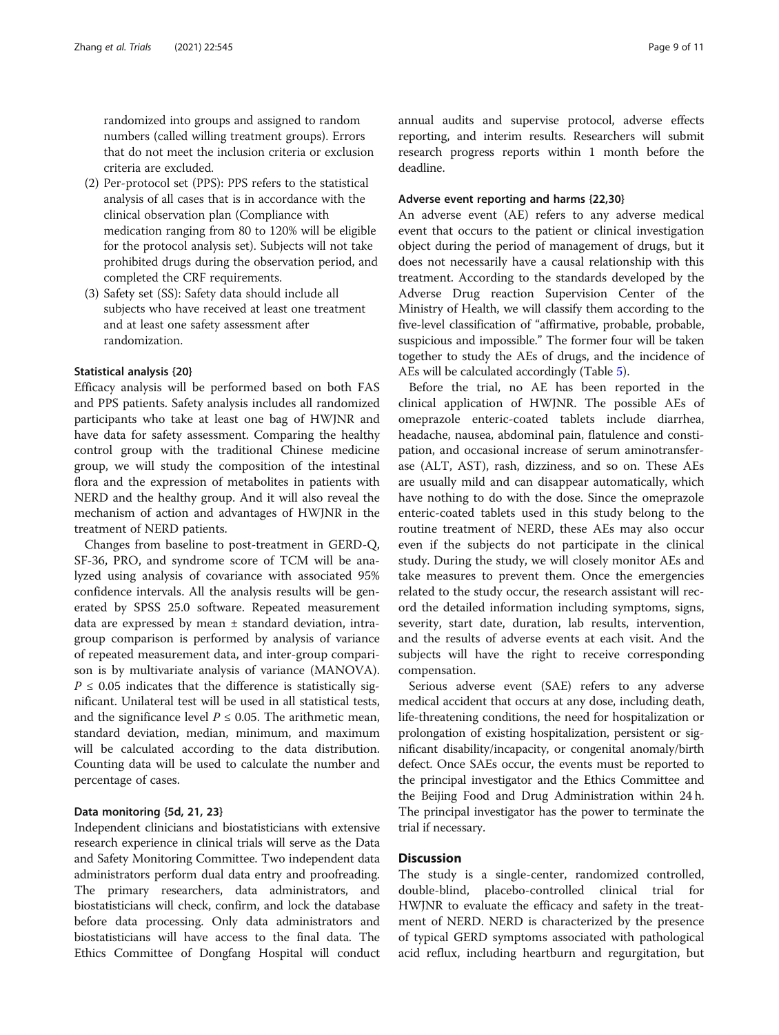randomized into groups and assigned to random numbers (called willing treatment groups). Errors that do not meet the inclusion criteria or exclusion criteria are excluded.

(2) Per-protocol set (PPS): PPS refers to the statistical analysis of all cases that is in accordance with the clinical observation plan (Compliance with medication ranging from 80 to 120% will be eligible for the protocol analysis set). Subjects will not take prohibited drugs during the observation period, and completed the CRF requirements.

(3) Safety set (SS): Safety data should include all subjects who have received at least one treatment and at least one safety assessment after randomization.

### Statistical analysis {20}

Efficacy analysis will be performed based on both FAS and PPS patients. Safety analysis includes all randomized participants who take at least one bag of HWJNR and have data for safety assessment. Comparing the healthy control group with the traditional Chinese medicine group, we will study the composition of the intestinal flora and the expression of metabolites in patients with NERD and the healthy group. And it will also reveal the mechanism of action and advantages of HWJNR in the treatment of NERD patients.

Changes from baseline to post-treatment in GERD-Q, SF-36, PRO, and syndrome score of TCM will be analyzed using analysis of covariance with associated 95% confidence intervals. All the analysis results will be generated by SPSS 25.0 software. Repeated measurement data are expressed by mean ± standard deviation, intra-group comparison is performed by analysis of variance of repeated measurement data, and inter-group comparison is by multivariate analysis of variance (MANOVA). $P \leq 0.05$ indicates that the difference is statistically significant. Unilateral test will be used in all statistical tests, and the significance level $P \leq 0.05$. The arithmetic mean, standard deviation, median, minimum, and maximum will be calculated according to the data distribution. Counting data will be used to calculate the number and percentage of cases.

### Data monitoring {5d, 21, 23}

Independent clinicians and biostatisticians with extensive research experience in clinical trials will serve as the Data and Safety Monitoring Committee. Two independent data administrators perform dual data entry and proofreading. The primary researchers, data administrators, and biostatisticians will check, confirm, and lock the database before data processing. Only data administrators and biostatisticians will have access to the final data. The Ethics Committee of Dongfang Hospital will conduct annual audits and supervise protocol, adverse effects reporting, and interim results. Researchers will submit research progress reports within 1 month before the deadline.

### Adverse event reporting and harms {22,30}

An adverse event (AE) refers to any adverse medical event that occurs to the patient or clinical investigation object during the period of management of drugs, but it does not necessarily have a causal relationship with this treatment. According to the standards developed by the Adverse Drug reaction Supervision Center of the Ministry of Health, we will classify them according to the five-level classification of "affirmative, probable, probable, suspicious and impossible." The former four will be taken together to study the AEs of drugs, and the incidence of AEs will be calculated accordingly (Table 5).

Before the trial, no AE has been reported in the clinical application of HWJNR. The possible AEs of omeprazole enteric-coated tablets include diarrhea, headache, nausea, abdominal pain, flatulence and constipation, and occasional increase of serum aminotransferase (ALT, AST), rash, dizziness, and so on. These AEs are usually mild and can disappear automatically, which have nothing to do with the dose. Since the omeprazole enteric-coated tablets used in this study belong to the routine treatment of NERD, these AEs may also occur even if the subjects do not participate in the clinical study. During the study, we will closely monitor AEs and take measures to prevent them. Once the emergencies related to the study occur, the research assistant will record the detailed information including symptoms, signs, severity, start date, duration, lab results, intervention, and the results of adverse events at each visit. And the subjects will have the right to receive corresponding compensation.

Serious adverse event (SAE) refers to any adverse medical accident that occurs at any dose, including death, life-threatening conditions, the need for hospitalization or prolongation of existing hospitalization, persistent or significant disability/incapacity, or congenital anomaly/birth defect. Once SAEs occur, the events must be reported to the principal investigator and the Ethics Committee and the Beijing Food and Drug Administration within 24 h. The principal investigator has the power to terminate the trial if necessary.

## Discussion

The study is a single-center, randomized controlled, double-blind, placebo-controlled clinical trial for HWJNR to evaluate the efficacy and safety in the treatment of NERD. NERD is characterized by the presence of typical GERD symptoms associated with pathological acid reflux, including heartburn and regurgitation, but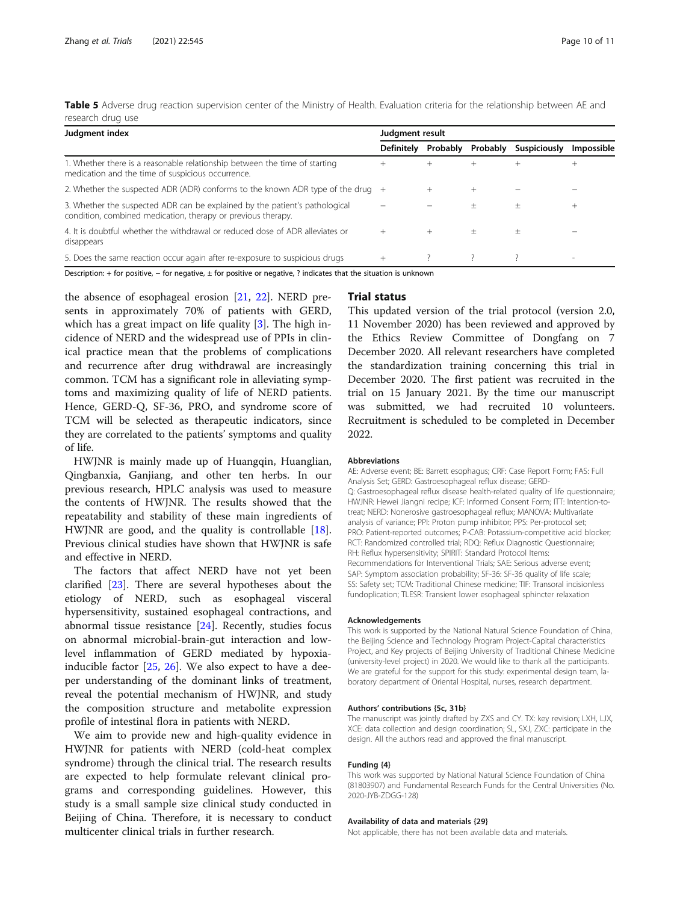**Table 5** Adverse drug reaction supervision center of the Ministry of Health. Evaluation criteria for the relationship between AE and research drug use

| Judgment index | Judgment result | | | | |
|---|---|---|---|---|---|
| | Definitely | Probably | Probably | Suspiciously | Impossible |
| 1. Whether there is a reasonable relationship between the time of starting medication and the time of suspicious occurrence. | + | + | + | + | + |
| 2. Whether the suspected ADR (ADR) conforms to the known ADR type of the drug | + | + | + | − | − |
| 3. Whether the suspected ADR can be explained by the patient's pathological condition, combined medication, therapy or previous therapy. | − | − | ± | ± | + |
| 4. It is doubtful whether the withdrawal or reduced dose of ADR alleviates or disappears | + | + | ± | ± | − |
| 5. Does the same reaction occur again after re-exposure to suspicious drugs | + | ? | ? | ? | - |

Description: + for positive, − for negative, ± for positive or negative, ? indicates that the situation is unknown

the absence of esophageal erosion [21, 22]. NERD presents in approximately 70% of patients with GERD, which has a great impact on life quality [3]. The high incidence of NERD and the widespread use of PPIs in clinical practice mean that the problems of complications and recurrence after drug withdrawal are increasingly common. TCM has a significant role in alleviating symptoms and maximizing quality of life of NERD patients. Hence, GERD-Q, SF-36, PRO, and syndrome score of TCM will be selected as therapeutic indicators, since they are correlated to the patients' symptoms and quality of life.

HWJNR is mainly made up of Huangqin, Huanglian, Qingbanxia, Ganjiang, and other ten herbs. In our previous research, HPLC analysis was used to measure the contents of HWJNR. The results showed that the repeatability and stability of these main ingredients of HWJNR are good, and the quality is controllable [18]. Previous clinical studies have shown that HWJNR is safe and effective in NERD.

The factors that affect NERD have not yet been clarified [23]. There are several hypotheses about the etiology of NERD, such as esophageal visceral hypersensitivity, sustained esophageal contractions, and abnormal tissue resistance [24]. Recently, studies focus on abnormal microbial-brain-gut interaction and low-level inflammation of GERD mediated by hypoxia-inducible factor [25, 26]. We also expect to have a deeper understanding of the dominant links of treatment, reveal the potential mechanism of HWJNR, and study the composition structure and metabolite expression profile of intestinal flora in patients with NERD.

We aim to provide new and high-quality evidence in HWJNR for patients with NERD (cold-heat complex syndrome) through the clinical trial. The research results are expected to help formulate relevant clinical programs and corresponding guidelines. However, this study is a small sample size clinical study conducted in Beijing of China. Therefore, it is necessary to conduct multicenter clinical trials in further research.

## Trial status

This updated version of the trial protocol (version 2.0, 11 November 2020) has been reviewed and approved by the Ethics Review Committee of Dongfang on 7 December 2020. All relevant researchers have completed the standardization training concerning this trial in December 2020. The first patient was recruited in the trial on 15 January 2021. By the time our manuscript was submitted, we had recruited 10 volunteers. Recruitment is scheduled to be completed in December 2022.

#### Abbreviations

AE: Adverse event; BE: Barrett esophagus; CRF: Case Report Form; FAS: Full Analysis Set; GERD: Gastroesophageal reflux disease; GERD-Q: Gastroesophageal reflux disease health-related quality of life questionnaire; HWJNR: Hewei Jiangni recipe; ICF: Informed Consent Form; ITT: Intention-to-treat; NERD: Nonerosive gastroesophageal reflux; MANOVA: Multivariate analysis of variance; PPI: Proton pump inhibitor; PPS: Per-protocol set; PRO: Patient-reported outcomes; P-CAB: Potassium-competitive acid blocker; RCT: Randomized controlled trial; RDQ: Reflux Diagnostic Questionnaire; RH: Reflux hypersensitivity; SPIRIT: Standard Protocol Items: Recommendations for Interventional Trials; SAE: Serious adverse event; SAP: Symptom association probability; SF-36: SF-36 quality of life scale; SS: Safety set; TCM: Traditional Chinese medicine; TIF: Transoral incisionless fundoplication; TLESR: Transient lower esophageal sphincter relaxation

#### Acknowledgements

This work is supported by the National Natural Science Foundation of China, the Beijing Science and Technology Program Project-Capital characteristics Project, and Key projects of Beijing University of Traditional Chinese Medicine (university-level project) in 2020. We would like to thank all the participants. We are grateful for the support for this study: experimental design team, laboratory department of Oriental Hospital, nurses, research department.

#### Authors' contributions {5c, 31b}

The manuscript was jointly drafted by ZXS and CY. TX: key revision; LXH, LJX, XCE: data collection and design coordination; SL, SXJ, ZXC: participate in the design. All the authors read and approved the final manuscript.

#### Funding {4}

This work was supported by National Natural Science Foundation of China (81803907) and Fundamental Research Funds for the Central Universities (No. 2020-JYB-ZDGG-128)

#### Availability of data and materials {29}

Not applicable, there has not been available data and materials.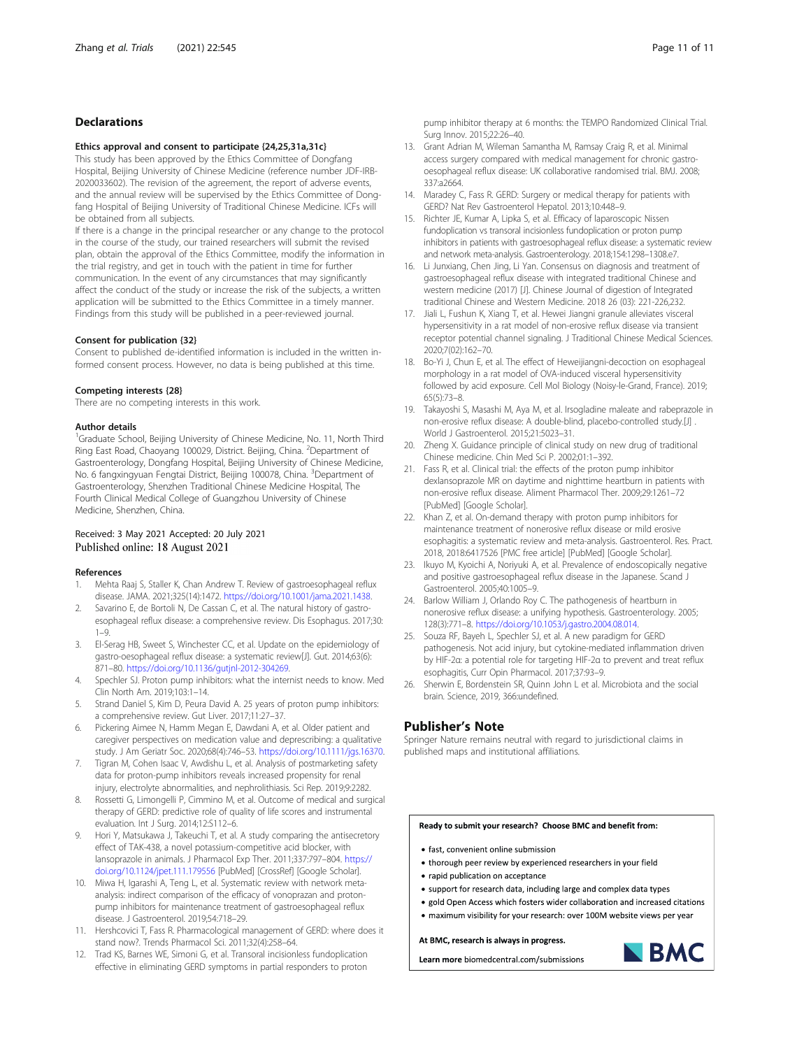## Declarations

### Ethics approval and consent to participate {24,25,31a,31c}

This study has been approved by the Ethics Committee of Dongfang Hospital, Beijing University of Chinese Medicine (reference number JDF-IRB-2020033602). The revision of the agreement, the report of adverse events, and the annual review will be supervised by the Ethics Committee of Dongfang Hospital of Beijing University of Traditional Chinese Medicine. ICFs will be obtained from all subjects.

If there is a change in the principal researcher or any change to the protocol in the course of the study, our trained researchers will submit the revised plan, obtain the approval of the Ethics Committee, modify the information in the trial registry, and get in touch with the patient in time for further communication. In the event of any circumstances that may significantly affect the conduct of the study or increase the risk of the subjects, a written application will be submitted to the Ethics Committee in a timely manner. Findings from this study will be published in a peer-reviewed journal.

### Consent for publication {32}

Consent to published de-identified information is included in the written informed consent process. However, no data is being published at this time.

### Competing interests {28}

There are no competing interests in this work.

### Author details

[1]Graduate School, Beijing University of Chinese Medicine, No. 11, North Third Ring East Road, Chaoyang 100029, District. Beijing, China. [2]Department of Gastroenterology, Dongfang Hospital, Beijing University of Chinese Medicine, No. 6 fangxingyuan Fengtai District, Beijing 100078, China. [3]Department of Gastroenterology, Shenzhen Traditional Chinese Medicine Hospital, The Fourth Clinical Medical College of Guangzhou University of Chinese Medicine, Shenzhen, China.

Received: 3 May 2021 Accepted: 20 July 2021
Published online: 18 August 2021

### References

1. Mehta Raaj S, Staller K, Chan Andrew T. Review of gastroesophageal reflux disease. JAMA. 2021;325(14):1472. https://doi.org/10.1001/jama.2021.1438.
2. Savarino E, de Bortoli N, De Cassan C, et al. The natural history of gastro-esophageal reflux disease: a comprehensive review. Dis Esophagus. 2017;30:1–9.
3. El-Serag HB, Sweet S, Winchester CC, et al. Update on the epidemiology of gastro-oesophageal reflux disease: a systematic review[J]. Gut. 2014;63(6):871–80. https://doi.org/10.1136/gutjnl-2012-304269.
4. Spechler SJ. Proton pump inhibitors: what the internist needs to know. Med Clin North Am. 2019;103:1–14.
5. Strand Daniel S, Kim D, Peura David A. 25 years of proton pump inhibitors: a comprehensive review. Gut Liver. 2017;11:27–37.
6. Pickering Aimee N, Hamm Megan E, Dawdani A, et al. Older patient and caregiver perspectives on medication value and deprescribing: a qualitative study. J Am Geriatr Soc. 2020;68(4):746–53. https://doi.org/10.1111/jgs.16370.
7. Tigran M, Cohen Isaac V, Awdishu L, et al. Analysis of postmarketing safety data for proton-pump inhibitors reveals increased propensity for renal injury, electrolyte abnormalities, and nephrolithiasis. Sci Rep. 2019;9:2282.
8. Rossetti G, Limongelli P, Cimmino M, et al. Outcome of medical and surgical therapy of GERD: predictive role of quality of life scores and instrumental evaluation. Int J Surg. 2014;12:S112–6.
9. Hori Y, Matsukawa J, Takeuchi T, et al. A study comparing the antisecretory effect of TAK-438, a novel potassium-competitive acid blocker, with lansoprazole in animals. J Pharmacol Exp Ther. 2011;337:797–804. https://doi.org/10.1124/jpet.111.179556 [PubMed] [CrossRef] [Google Scholar].
10. Miwa H, Igarashi A, Teng L, et al. Systematic review with network meta-analysis: indirect comparison of the efficacy of vonoprazan and proton-pump inhibitors for maintenance treatment of gastroesophageal reflux disease. J Gastroenterol. 2019;54:718–29.
11. Hershcovici T, Fass R. Pharmacological management of GERD: where does it stand now?. Trends Pharmacol Sci. 2011;32(4):258–64.
12. Trad KS, Barnes WE, Simoni G, et al. Transoral incisionless fundoplication effective in eliminating GERD symptoms in partial responders to proton pump inhibitor therapy at 6 months: the TEMPO Randomized Clinical Trial. Surg Innov. 2015;22:26–40.
13. Grant Adrian M, Wileman Samantha M, Ramsay Craig R, et al. Minimal access surgery compared with medical management for chronic gastro-oesophageal reflux disease: UK collaborative randomised trial. BMJ. 2008;337:a2664.
14. Maradey C, Fass R. GERD: Surgery or medical therapy for patients with GERD? Nat Rev Gastroenterol Hepatol. 2013;10:448–9.
15. Richter JE, Kumar A, Lipka S, et al. Efficacy of laparoscopic Nissen fundoplication vs transoral incisionless fundoplication or proton pump inhibitors in patients with gastroesophageal reflux disease: a systematic review and network meta-analysis. Gastroenterology. 2018;154:1298–1308.e7.
16. Li Junxiang, Chen Jing, Li Yan. Consensus on diagnosis and treatment of gastroesophageal reflux disease with integrated traditional Chinese and western medicine (2017) [J]. Chinese Journal of digestion of Integrated traditional Chinese and Western Medicine. 2018 26 (03): 221-226,232.
17. Jiali L, Fushun K, Xiang T, et al. Hewei Jiangni granule alleviates visceral hypersensitivity in a rat model of non-erosive reflux disease via transient receptor potential channel signaling. J Traditional Chinese Medical Sciences. 2020;7(02):162–70.
18. Bo-Yi J, Chun E, et al. The effect of Heweijiangni-decoction on esophageal morphology in a rat model of OVA-induced visceral hypersensitivity followed by acid exposure. Cell Mol Biology (Noisy-le-Grand, France). 2019;65(5):73–8.
19. Takayoshi S, Masashi M, Aya M, et al. Irsogladine maleate and rabeprazole in non-erosive reflux disease: A double-blind, placebo-controlled study.[J] . World J Gastroenterol. 2015;21:5023–31.
20. Zheng X. Guidance principle of clinical study on new drug of traditional Chinese medicine. Chin Med Sci P. 2002;01:1–392.
21. Fass R, et al. Clinical trial: the effects of the proton pump inhibitor dexlansoprazole MR on daytime and nighttime heartburn in patients with non-erosive reflux disease. Aliment Pharmacol Ther. 2009;29:1261–72 [PubMed] [Google Scholar].
22. Khan Z, et al. On-demand therapy with proton pump inhibitors for maintenance treatment of nonerosive reflux disease or mild erosive esophagitis: a systematic review and meta-analysis. Gastroenterol. Res. Pract. 2018, 2018:6417526 [PMC free article] [PubMed] [Google Scholar].
23. Ikuyo M, Kyoichi A, Noriyuki A, et al. Prevalence of endoscopically negative and positive gastroesophageal reflux disease in the Japanese. Scand J Gastroenterol. 2005;40:1005–9.
24. Barlow William J, Orlando Roy C. The pathogenesis of heartburn in nonerosive reflux disease: a unifying hypothesis. Gastroenterology. 2005;128(3):771–8. https://doi.org/10.1053/j.gastro.2004.08.014.
25. Souza RF, Bayeh L, Spechler SJ, et al. A new paradigm for GERD pathogenesis. Not acid injury, but cytokine-mediated inflammation driven by HIF-2α: a potential role for targeting HIF-2α to prevent and treat reflux esophagitis, Curr Opin Pharmacol. 2017;37:93–9.
26. Sherwin E, Bordenstein SR, Quinn John L et al. Microbiota and the social brain. Science, 2019, 366:undefined.

## Publisher's Note

Springer Nature remains neutral with regard to jurisdictional claims in published maps and institutional affiliations.

**Ready to submit your research? Choose BMC and benefit from:**

- fast, convenient online submission
- thorough peer review by experienced researchers in your field
- rapid publication on acceptance
- support for research data, including large and complex data types
- gold Open Access which fosters wider collaboration and increased citations
- maximum visibility for your research: over 100M website views per year

**At BMC, research is always in progress.**

**Learn more** biomedcentral.com/submissions

BMC